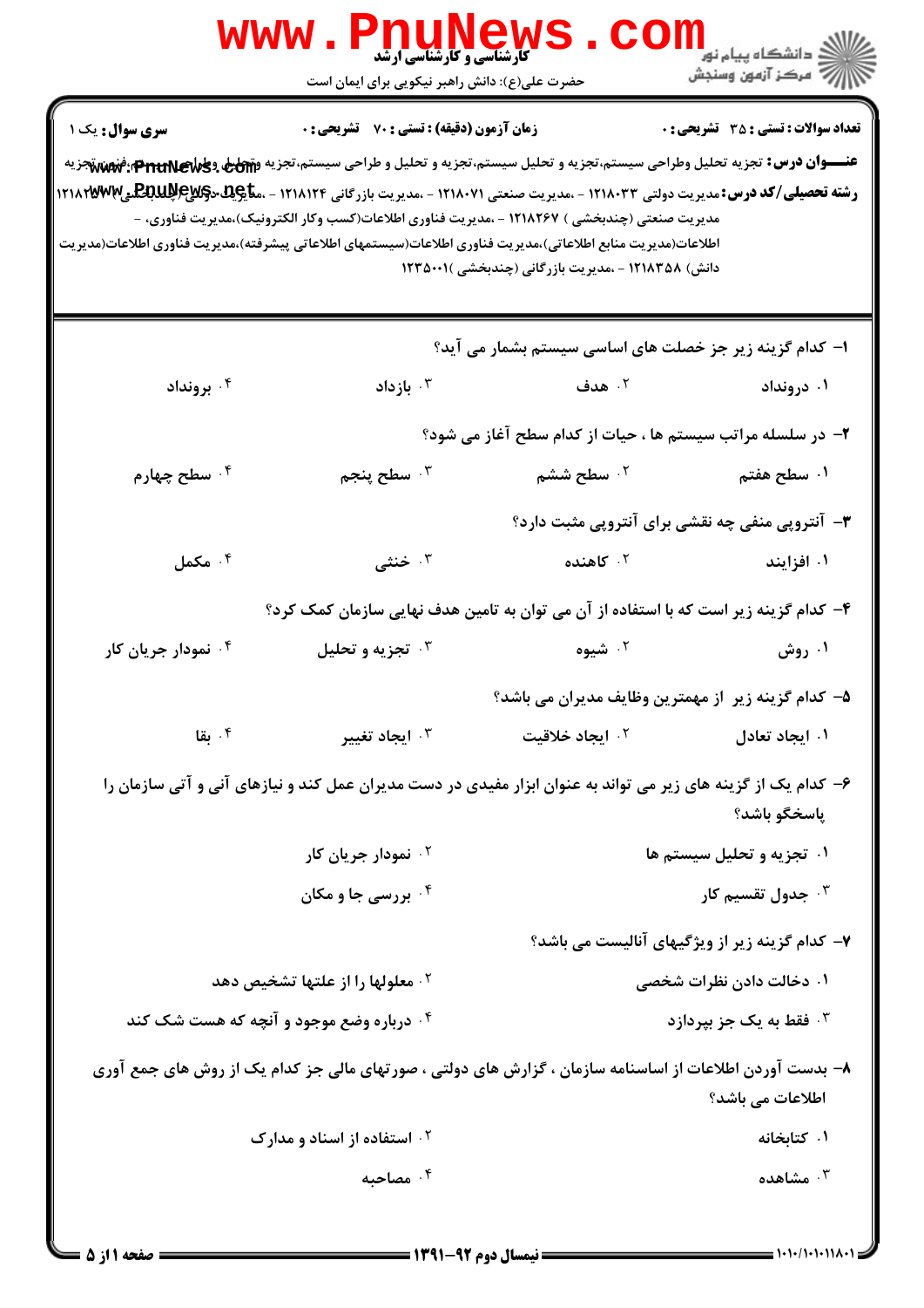کارشناسی و کارشناسی ارشد

حضرت علی(ع): دانش راهبر نیکویی برای ایمان است

دانشگاه پیام نور
مرکز آزمون وسنجش

**سری سوال:** یک ۱ | **زمان آزمون (دقیقه) : تستی : ۷۰ تشریحی : ۰** | **تعداد سوالات : تستی : ۳۵ تشریحی : ۰**

**عنـــوان درس:** تجزیه تحلیل وطراحی سیستم،تجزیه و تحلیل سیستم،تجزیه و تحلیل و طراحی سیستم،تجزیه وتحلیل وطراحی سیستم،فنون تجزیه

**رشته تحصیلی/کد درس:** مدیریت دولتی ۱۲۱۸۰۳۳ - ،مدیریت صنعتی ۱۲۱۸۰۷۱ - ،مدیریت بازرگانی ۱۲۱۸۱۲۴ - ،مدیریت دولتی (چندبخشی) ۱۲۱۸۲۵۷ مدیریت صنعتی (چندبخشی ) ۱۲۱۸۲۶۷ - ،مدیریت فناوری اطلاعات(کسب وکار الکترونیک)،مدیریت فناوری، - اطلاعات(مدیریت منابع اطلاعاتی)،مدیریت فناوری اطلاعات(سیستمهای اطلاعاتی پیشرفته)،مدیریت فناوری اطلاعات(مدیریت دانش) ۱۲۱۸۳۵۸ - ،مدیریت بازرگانی (چندبخشی )۱۲۳۵۰۰۱

۱- کدام گزینه زیر جز خصلت های اساسی سیستم بشمار می آید؟

۱. درونداد
۲. هدف
۳. بازداد
۴. برونداد

۲- در سلسله مراتب سیستم ها ، حیات از کدام سطح آغاز می شود؟

۱. سطح هفتم
۲. سطح ششم
۳. سطح پنجم
۴. سطح چهارم

۳- آنتروپی منفی چه نقشی برای آنتروپی مثبت دارد؟

۱. افزاینده
۲. کاهنده
۳. خنثی
۴. مکمل

۴- کدام گزینه زیر است که با استفاده از آن می توان به تامین هدف نهایی سازمان کمک کرد؟

۱. روش
۲. شیوه
۳. تجزیه و تحلیل
۴. نمودار جریان کار

۵- کدام گزینه زیر از مهمترین وظایف مدیران می باشد؟

۱. ایجاد تعادل
۲. ایجاد خلاقیت
۳. ایجاد تغییر
۴. بقا

۶- کدام یک از گزینه های زیر می تواند به عنوان ابزار مفیدی در دست مدیران عمل کند و نیازهای آنی و آتی سازمان را پاسخگو باشد؟

۱. تجزیه و تحلیل سیستم ها
۲. نمودار جریان کار
۳. جدول تقسیم کار
۴. بررسی جا و مکان

۷- کدام گزینه زیر از ویژگیهای آنالیست می باشد؟

۱. دخالت دادن نظرات شخصی
۲. معلولها را از علتها تشخیص دهد
۳. فقط به یک جز بپردازد
۴. درباره وضع موجود و آنچه که هست شک کند

۸- بدست آوردن اطلاعات از اساسنامه سازمان ، گزارش های دولتی ، صورتهای مالی جز کدام یک از روش های جمع آوری اطلاعات می باشد؟

۱. کتابخانه
۲. استفاده از اسناد و مدارک
۳. مشاهده
۴. مصاحبه

نیمسال دوم ۹۲-۱۳۹۱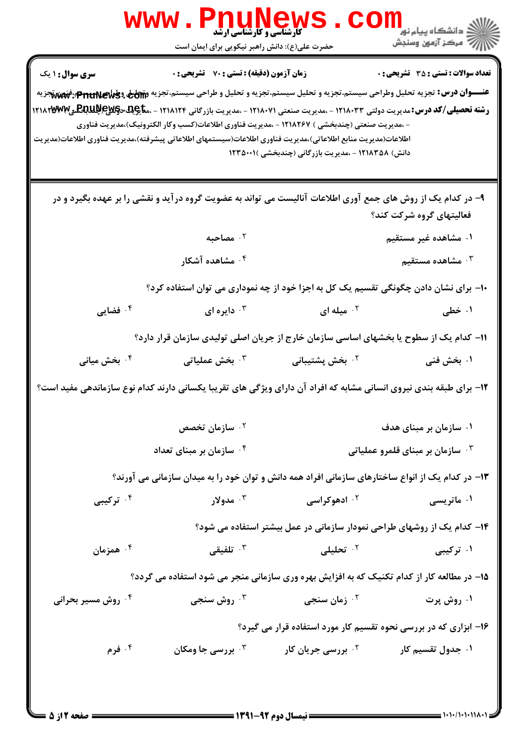کارشناسی و کارشناسی ارشد

حضرت علی(ع): دانش راهبر نیکویی برای ایمان است

**سری سوال:** ۱ یک | **زمان آزمون (دقیقه) : تستی :** ۷۰ **تشریحی :** ۰ | **تعداد سوالات : تستی :** ۳۵ **تشریحی :** ۰

**عنـــوان درس:** تجزیه تحلیل وطراحی سیستم،تجزیه و تحلیل سیستم،تجزیه و تحلیل و طراحی سیستم،تجزیه وتحلیل وطراحی سیستم،فنون تجزیه

**رشته تحصیلی/کد درس:** مدیریت دولتی ۱۲۱۸۰۳۳ - ،مدیریت صنعتی ۱۲۱۸۰۷۱ - ،مدیریت بازرگانی ۱۲۱۸۱۲۴ - ،مدیریت دولتی(چندبخشی) ۱۲۱۸۱۳۷ - ،مدیریت صنعتی (چندبخشی ) ۱۲۱۸۲۶۷ - ،مدیریت فناوری اطلاعات(کسب وکار الکترونیک)،مدیریت فناوری اطلاعات(مدیریت منابع اطلاعاتی)،مدیریت فناوری اطلاعات(سیستمهای اطلاعاتی پیشرفته)،مدیریت فناوری اطلاعات(مدیریت دانش) ۱۲۱۸۳۵۸ - ،مدیریت بازرگانی (چندبخشی )۱۲۳۵۰۰۱

۹- در کدام یک از روش های جمع آوری اطلاعات آنالیست می تواند به عضویت گروه درآید و نقشی را بر عهده بگیرد و در فعالیتهای گروه شرکت کند؟

۱. مشاهده غیر مستقیم
۲. مصاحبه
۳. مشاهده مستقیم
۴. مشاهده آشکار

۱۰- برای نشان دادن چگونگی تقسیم یک کل به اجزا خود از چه نموداری می توان استفاده کرد؟

۱. خطی
۲. میله ای
۳. دایره ای
۴. فضایی

۱۱- کدام یک از سطوح یا بخشهای اساسی سازمان خارج از جریان اصلی تولیدی سازمان قرار دارد؟

۱. بخش فنی
۲. بخش پشتیبانی
۳. بخش عملیاتی
۴. بخش میانی

۱۲- برای طبقه بندی نیروی انسانی مشابه که افراد آن دارای ویژگی های تقریبا یکسانی دارند کدام نوع سازماندهی مفید است؟

۱. سازمان بر مبنای هدف
۲. سازمان تخصص
۳. سازمان بر مبنای قلمرو عملیاتی
۴. سازمان بر مبنای تعداد

۱۳- در کدام یک از انواع ساختارهای سازمانی افراد همه دانش و توان خود را به میدان سازمانی می آورند؟

۱. ماتریسی
۲. ادهوکراسی
۳. مدولار
۴. ترکیبی

۱۴- کدام یک از روشهای طراحی نمودار سازمانی در عمل بیشتر استفاده می شود؟

۱. ترکیبی
۲. تحلیلی
۳. تلفیقی
۴. همزمان

۱۵- در مطالعه کار از کدام تکنیک که به افزایش بهره وری سازمانی منجر می شود استفاده می گردد؟

۱. روش پرت
۲. زمان سنجی
۳. روش سنجی
۴. روش مسیر بحرانی

۱۶- ابزاری که در بررسی نحوه تقسیم کار مورد استفاده قرار می گیرد؟

۱. جدول تقسیم کار
۲. بررسی جریان کار
۳. بررسی جا ومکان
۴. فرم

نیمسال دوم ۹۲-۱۳۹۱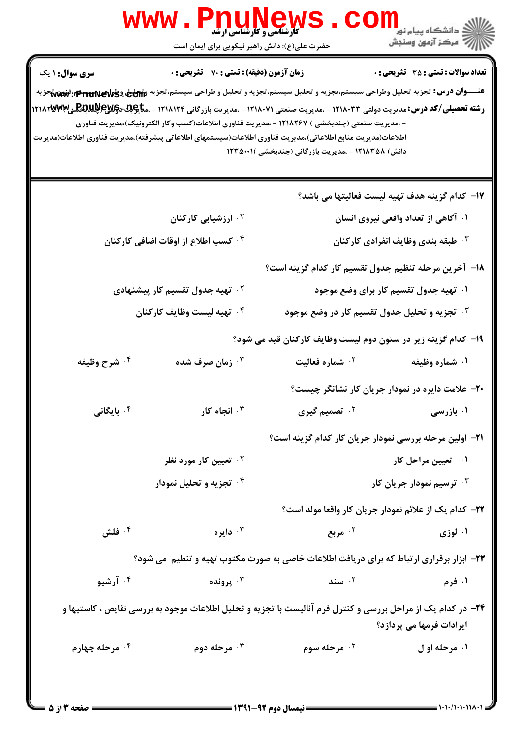**سری سوال:** ۱ یک

**زمان آزمون (دقیقه) : تستی : ۷۰ تشریحی : ۰**

**تعداد سوالات : تستی : ۳۵ تشریحی : ۰**

**عنـــوان درس:** تجزیه تحلیل وطراحی سیستم،تجزیه و تحلیل سیستم،تجزیه و تحلیل و طراحی سیستم،تجزیه وتحلیل وطراحی سیستم،فنون تجزیه

**رشته تحصیلی/کد درس:** مدیریت دولتی ۱۲۱۸۰۳۳ - ،مدیریت صنعتی ۱۲۱۸۰۷۱ - ،مدیریت بازرگانی ۱۲۱۸۱۲۴ - ،مدیریت دولتی (چندبخشی) ۱۲۱۸۲۳۷ - ،مدیریت صنعتی (چندبخشی ) ۱۲۱۸۲۶۷ - ،مدیریت فناوری اطلاعات(کسب وکار الکترونیک)،مدیریت فناوری اطلاعات(مدیریت منابع اطلاعاتی)،مدیریت فناوری اطلاعات(سیستمهای اطلاعاتی پیشرفته)،مدیریت فناوری اطلاعات(مدیریت دانش) ۱۲۱۸۳۵۸ - ،مدیریت بازرگانی (چندبخشی )۱۲۳۵۰۰۱

۱۷- کدام گزینه هدف تهیه لیست فعالیتها می باشد؟

۱. آگاهی از تعداد واقعی نیروی انسان

۲. ارزشیابی کارکنان

۳. طبقه بندی وظایف انفرادی کارکنان

۴. کسب اطلاع از اوقات اضافی کارکنان

۱۸- آخرین مرحله تنظیم جدول تقسیم کار کدام گزینه است؟

۱. تهیه جدول تقسیم کار برای وضع موجود

۲. تهیه جدول تقسیم کار پیشنهادی

۳. تجزیه و تحلیل جدول تقسیم کار در وضع موجود

۴. تهیه لیست وظایف کارکنان

۱۹- کدام گزینه زیر در ستون دوم لیست وظایف کارکنان قید می شود؟

۱. شماره وظیفه

۲. شماره فعالیت

۳. زمان صرف شده

۴. شرح وظیفه

۲۰- علامت دایره در نمودار جریان کار نشانگر چیست؟

۱. بازرسی

۲. تصمیم گیری

۳. انجام کار

۴. بایگانی

۲۱- اولین مرحله بررسی نمودار جریان کار کدام گزینه است؟

۱. تعیین مراحل کار

۲. تعیین کار مورد نظر

۳. ترسیم نمودار جریان کار

۴. تجزیه و تحلیل نمودار

۲۲- کدام یک از علائم نمودار جریان کار واقعا مولد است؟

۱. لوزی

۲. مربع

۳. دایره

۴. فلش

۲۳- ابزار برقراری ارتباط که برای دریافت اطلاعات خاصی به صورت مکتوب تهیه و تنظیم می شود؟

۱. فرم

۲. سند

۳. پرونده

۴. آرشیو

۲۴- در کدام یک از مراحل بررسی و کنترل فرم آنالیست با تجزیه و تحلیل اطلاعات موجود به بررسی نقایص ، کاستیها و ایرادات فرمها می پردازد؟

۱. مرحله اول

۲. مرحله سوم

۳. مرحله دوم

۴. مرحله چهارم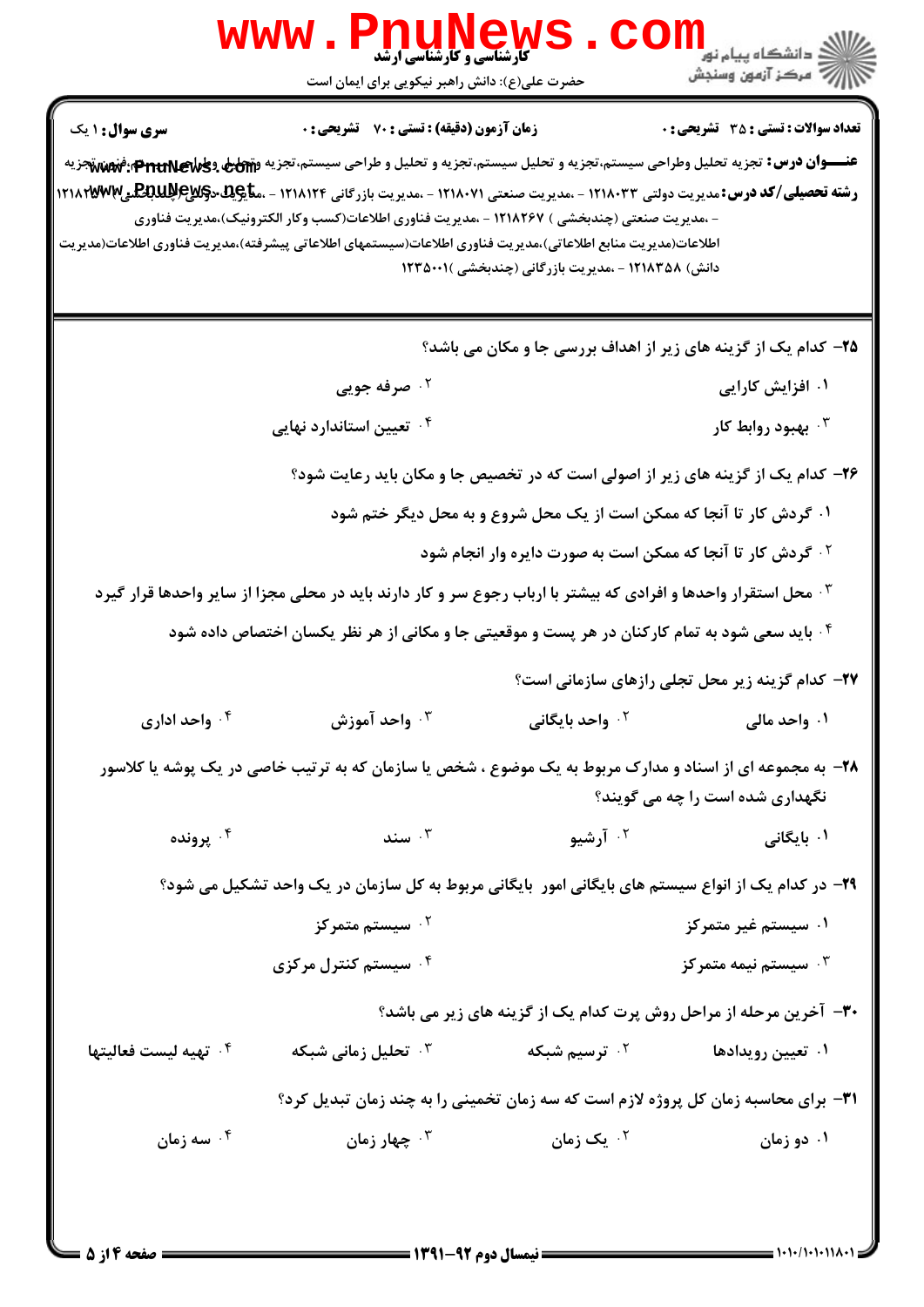**سری سوال:** ۱ یک

**زمان آزمون (دقیقه) : تستی : ۷۰ تشریحی : ۰**

**تعداد سوالات : تستی : ۳۵ تشریحی : ۰**

**عنـــوان درس:** تجزیه تحلیل وطراحی سیستم،تجزیه و تحلیل سیستم،تجزیه و تحلیل و طراحی سیستم،تجزیه وتحلیل وطراحی سیستم،فنون تجزیه

**رشته تحصیلی/کد درس:** مدیریت دولتی ۱۲۱۸۰۳۳ - ،مدیریت صنعتی ۱۲۱۸۰۷۱ - ،مدیریت بازرگانی ۱۲۱۸۱۲۴ - ،مدیریت دولتی (چندبخشی) ۱۲۱۸۲۵۰ - ،مدیریت صنعتی (چندبخشی ) ۱۲۱۸۲۶۷ - ،مدیریت فناوری اطلاعات(کسب وکار الکترونیک)،مدیریت فناوری اطلاعات(مدیریت منابع اطلاعاتی)،مدیریت فناوری اطلاعات(سیستمهای اطلاعاتی پیشرفته)،مدیریت فناوری اطلاعات(مدیریت دانش) ۱۲۱۸۳۵۸ - ،مدیریت بازرگانی (چندبخشی )۱۲۳۵۰۰۱

۲۵- کدام یک از گزینه های زیر از اهداف بررسی جا و مکان می باشد؟

۱. افزایش کارایی
۲. صرفه جویی
۳. بهبود روابط کار
۴. تعیین استاندارد نهایی

۲۶- کدام یک از گزینه های زیر از اصولی است که در تخصیص جا و مکان باید رعایت شود؟

۱. گردش کار تا آنجا که ممکن است از یک محل شروع و به محل دیگر ختم شود
۲. گردش کار تا آنجا که ممکن است به صورت دایره وار انجام شود
۳. محل استقرار واحدها و افرادی که بیشتر با ارباب رجوع سر و کار دارند باید در محلی مجزا از سایر واحدها قرار گیرد
۴. باید سعی شود به تمام کارکنان در هر پست و موقعیتی جا و مکانی از هر نظر یکسان اختصاص داده شود

۲۷- کدام گزینه زیر محل تجلی رازهای سازمانی است؟

۱. واحد مالی
۲. واحد بایگانی
۳. واحد آموزش
۴. واحد اداری

۲۸- به مجموعه ای از اسناد و مدارک مربوط به یک موضوع ، شخص یا سازمان که به ترتیب خاصی در یک پوشه یا کلاسور نگهداری شده است را چه می گویند؟

۱. بایگانی
۲. آرشیو
۳. سند
۴. پرونده

۲۹- در کدام یک از انواع سیستم های بایگانی امور بایگانی مربوط به کل سازمان در یک واحد تشکیل می شود؟

۱. سیستم غیر متمرکز
۲. سیستم متمرکز
۳. سیستم نیمه متمرکز
۴. سیستم کنترل مرکزی

۳۰- آخرین مرحله از مراحل روش پرت کدام یک از گزینه های زیر می باشد؟

۱. تعیین رویدادها
۲. ترسیم شبکه
۳. تحلیل زمانی شبکه
۴. تهیه لیست فعالیتها

۳۱- برای محاسبه زمان کل پروژه لازم است که سه زمان تخمینی را به چند زمان تبدیل کرد؟

۱. دو زمان
۲. یک زمان
۳. چهار زمان
۴. سه زمان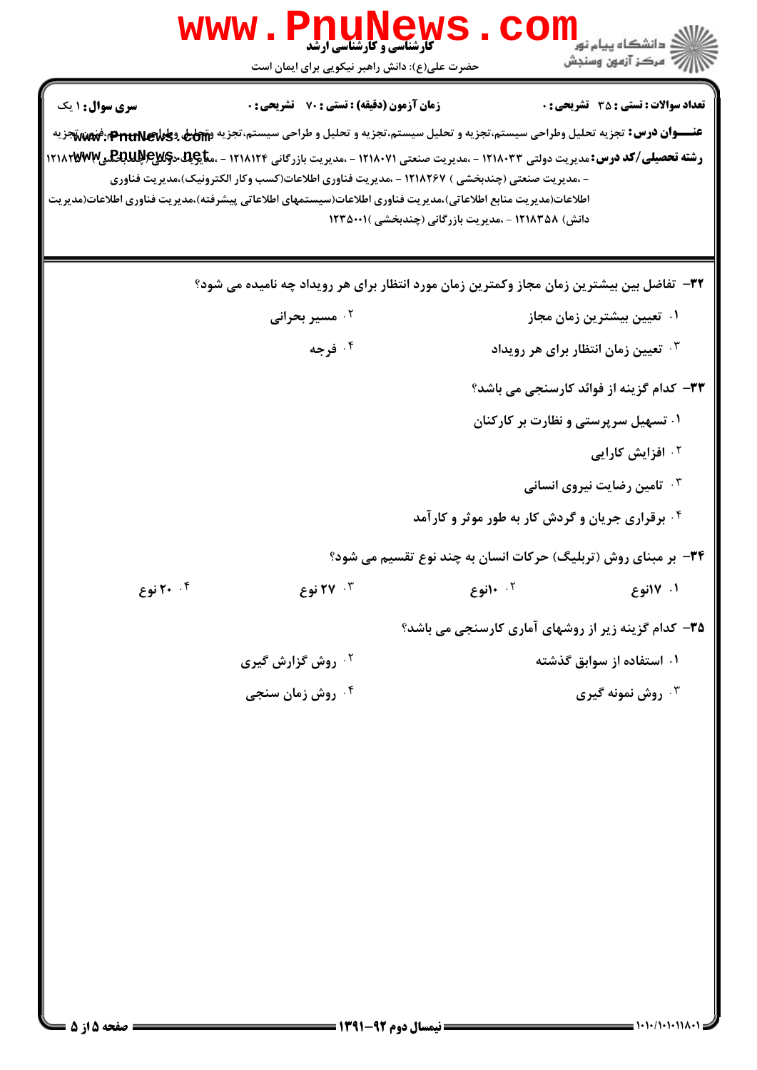**سری سوال:** ۱ یک

**زمان آزمون (دقیقه) : تستی : ۷۰ تشریحی : ۰**

**تعداد سوالات : تستی : ۳۵ تشریحی : ۰**

**عنـــوان درس:** تجزیه تحلیل وطراحی سیستم،تجزیه و تحلیل سیستم،تجزیه و تحلیل و طراحی سیستم،تجزیه وتحلیل وطراحی سیستم،فنون تجزیه

**رشته تحصیلی/کد درس:** مدیریت دولتی ۱۲۱۸۰۳۳ - ،مدیریت صنعتی ۱۲۱۸۰۷۱ - ،مدیریت بازرگانی ۱۲۱۸۱۲۴ - ،مدیریت دولتی (چندبخشی ) ۱۲۱۸۲۵۷ - ،مدیریت صنعتی (چندبخشی ) ۱۲۱۸۲۶۷ - ،مدیریت فناوری اطلاعات(کسب وکار الکترونیک)،مدیریت فناوری اطلاعات(مدیریت منابع اطلاعاتی)،مدیریت فناوری اطلاعات(سیستمهای اطلاعاتی پیشرفته)،مدیریت فناوری اطلاعات(مدیریت دانش) ۱۲۱۸۳۵۸ - ،مدیریت بازرگانی (چندبخشی )۱۲۳۵۰۰۱

---

**۳۲- تفاضل بین بیشترین زمان مجاز وکمترین زمان مورد انتظار برای هر رویداد چه نامیده می شود؟**

۱. تعیین بیشترین زمان مجاز

۲. مسیر بحرانی

۳. تعیین زمان انتظار برای هر رویداد

۴. فرجه

**۳۳- کدام گزینه از فوائد کارسنجی می باشد؟**

۱. تسهیل سرپرستی و نظارت بر کارکنان

۲. افزایش کارایی

۳. تامین رضایت نیروی انسانی

۴. برقراری جریان و گردش کار به طور موثر و کارآمد

**۳۴- بر مبنای روش (تربلیگ) حرکات انسان به چند نوع تقسیم می شود؟**

۱. ۱۷نوع

۲. ۱۰نوع

۳. ۲۷ نوع

۴. ۲۰ نوع

**۳۵- کدام گزینه زیر از روشهای آماری کارسنجی می باشد؟**

۱. استفاده از سوابق گذشته

۲. روش گزارش گیری

۳. روش نمونه گیری

۴. روش زمان سنجی